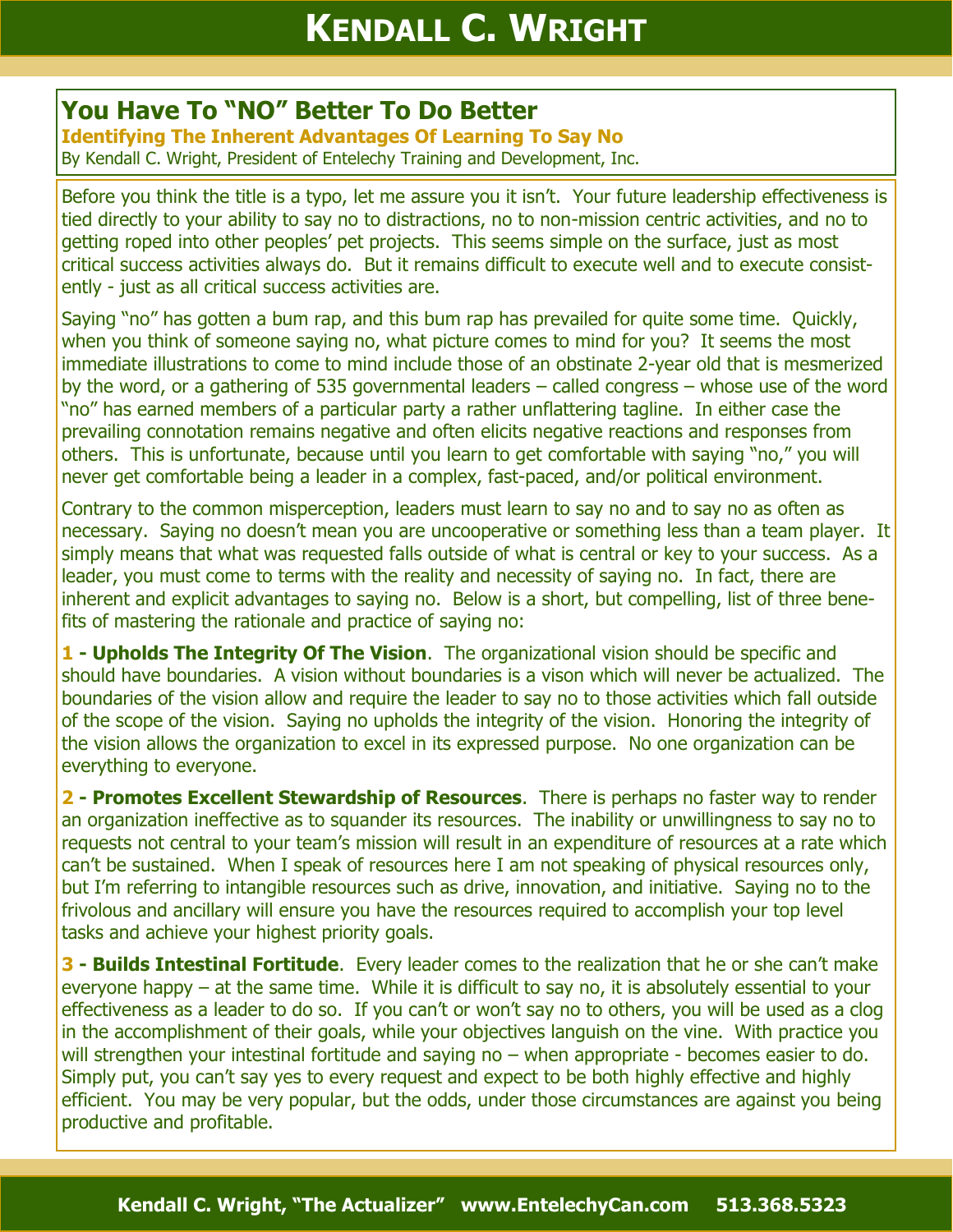# You Have To "NO" Better To Do Better

## Identifying The Inherent Advantages Of Learning To Say No

By Kendall C. Wright, President of Entelechy Training and Development, Inc.

Before you think the title is a typo, let me assure you it isn't. Your future leadership effectiveness is tied directly to your ability to say no to distractions, no to non-mission centric activities, and no to getting roped into other peoples' pet projects. This seems simple on the surface, just as most critical success activities always do. But it remains difficult to execute well and to execute consistently - just as all critical success activities are.

Saying "no" has gotten a bum rap, and this bum rap has prevailed for quite some time. Quickly, when you think of someone saying no, what picture comes to mind for you? It seems the most immediate illustrations to come to mind include those of an obstinate 2-year old that is mesmerized by the word, or a gathering of 535 governmental leaders – called congress – whose use of the word "no" has earned members of a particular party a rather unflattering tagline. In either case the prevailing connotation remains negative and often elicits negative reactions and responses from others. This is unfortunate, because until you learn to get comfortable with saying "no," you will never get comfortable being a leader in a complex, fast-paced, and/or political environment.

Contrary to the common misperception, leaders must learn to say no and to say no as often as necessary. Saying no doesn't mean you are uncooperative or something less than a team player. It simply means that what was requested falls outside of what is central or key to your success. As a leader, you must come to terms with the reality and necessity of saying no. In fact, there are inherent and explicit advantages to saying no. Below is a short, but compelling, list of three benefits of mastering the rationale and practice of saying no:

**1 - Upholds The Integrity Of The Vision**. The organizational vision should be specific and should have boundaries. A vision without boundaries is a vison which will never be actualized. The boundaries of the vision allow and require the leader to say no to those activities which fall outside of the scope of the vision. Saying no upholds the integrity of the vision. Honoring the integrity of the vision allows the organization to excel in its expressed purpose. No one organization can be everything to everyone.

**2 - Promotes Excellent Stewardship of Resources**. There is perhaps no faster way to render an organization ineffective as to squander its resources. The inability or unwillingness to say no to requests not central to your team's mission will result in an expenditure of resources at a rate which can't be sustained. When I speak of resources here I am not speaking of physical resources only, but I'm referring to intangible resources such as drive, innovation, and initiative. Saying no to the frivolous and ancillary will ensure you have the resources required to accomplish your top level tasks and achieve your highest priority goals.

**3 - Builds Intestinal Fortitude**. Every leader comes to the realization that he or she can't make everyone happy – at the same time. While it is difficult to say no, it is absolutely essential to your effectiveness as a leader to do so. If you can't or won't say no to others, you will be used as a clog in the accomplishment of their goals, while your objectives languish on the vine. With practice you will strengthen your intestinal fortitude and saying no – when appropriate - becomes easier to do. Simply put, you can't say yes to every request and expect to be both highly effective and highly efficient. You may be very popular, but the odds, under those circumstances are against you being productive and profitable.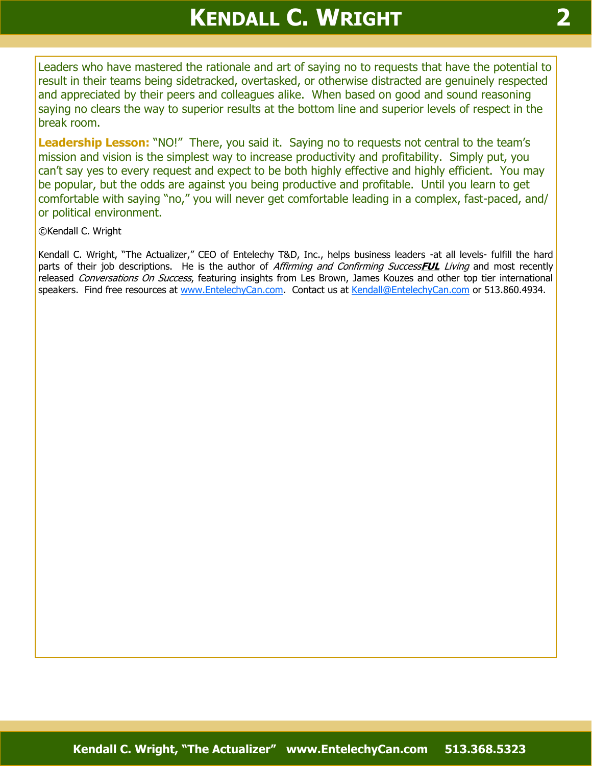Leaders who have mastered the rationale and art of saying no to requests that have the potential to result in their teams being sidetracked, overtasked, or otherwise distracted are genuinely respected and appreciated by their peers and colleagues alike. When based on good and sound reasoning saying no clears the way to superior results at the bottom line and superior levels of respect in the break room.

**Leadership Lesson:** "NO!" There, you said it. Saying no to requests not central to the team's mission and vision is the simplest way to increase productivity and profitability. Simply put, you can't say yes to every request and expect to be both highly effective and highly efficient. You may be popular, but the odds are against you being productive and profitable. Until you learn to get comfortable with saying "no," you will never get comfortable leading in a complex, fast-paced, and/or political environment.

©Kendall C. Wright

Kendall C. Wright, "The Actualizer," CEO of Entelechy T&D, Inc., helps business leaders -at all levels- fulfill the hard parts of their job descriptions. He is the author of *Affirming and Confirming Success**FUL** Living* and most recently released *Conversations On Success*, featuring insights from Les Brown, James Kouzes and other top tier international speakers. Find free resources at www.EntelechyCan.com. Contact us at Kendall@EntelechyCan.com or 513.860.4934.